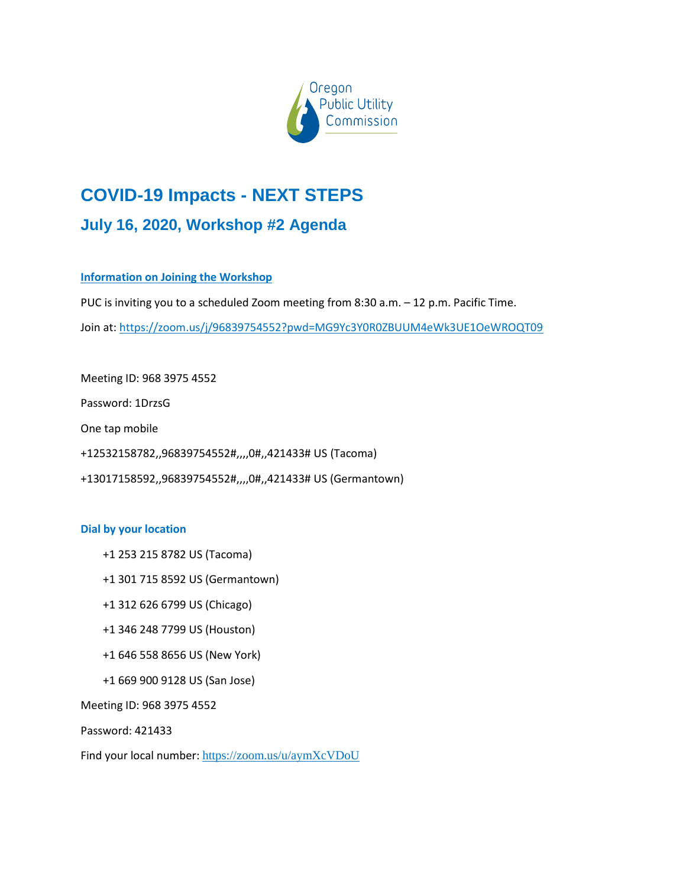Oregon Public Utility Commission

# COVID-19 Impacts - NEXT STEPS

## July 16, 2020, Workshop #2 Agenda

**Information on Joining the Workshop**

PUC is inviting you to a scheduled Zoom meeting from 8:30 a.m. – 12 p.m. Pacific Time.

Join at: https://zoom.us/j/96839754552?pwd=MG9Yc3Y0R0ZBUUM4eWk3UE1OeWROQT09

Meeting ID: 968 3975 4552

Password: 1DrzsG

One tap mobile

+12532158782,,96839754552#,,,,0#,,421433# US (Tacoma)

+13017158592,,96839754552#,,,,0#,,421433# US (Germantown)

**Dial by your location**

+1 253 215 8782 US (Tacoma)

+1 301 715 8592 US (Germantown)

+1 312 626 6799 US (Chicago)

+1 346 248 7799 US (Houston)

+1 646 558 8656 US (New York)

+1 669 900 9128 US (San Jose)

Meeting ID: 968 3975 4552

Password: 421433

Find your local number: https://zoom.us/u/aymXcVDoU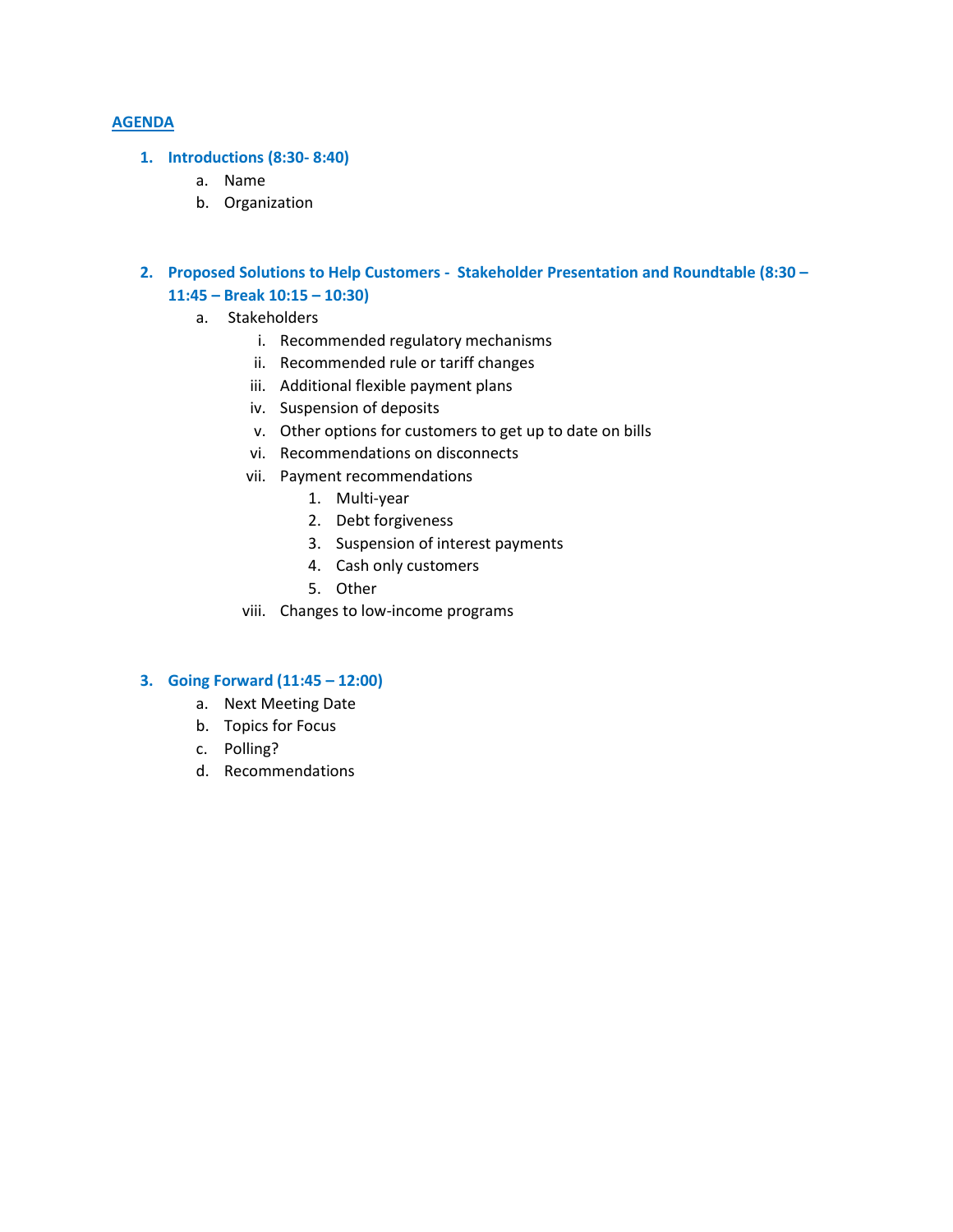## AGENDA

1. **Introductions (8:30- 8:40)**
   a. Name
   b. Organization

2. **Proposed Solutions to Help Customers - Stakeholder Presentation and Roundtable (8:30 – 11:45 – Break 10:15 – 10:30)**
   a. Stakeholders
      i. Recommended regulatory mechanisms
      ii. Recommended rule or tariff changes
      iii. Additional flexible payment plans
      iv. Suspension of deposits
      v. Other options for customers to get up to date on bills
      vi. Recommendations on disconnects
      vii. Payment recommendations
         1. Multi-year
         2. Debt forgiveness
         3. Suspension of interest payments
         4. Cash only customers
         5. Other
      viii. Changes to low-income programs

3. **Going Forward (11:45 – 12:00)**
   a. Next Meeting Date
   b. Topics for Focus
   c. Polling?
   d. Recommendations